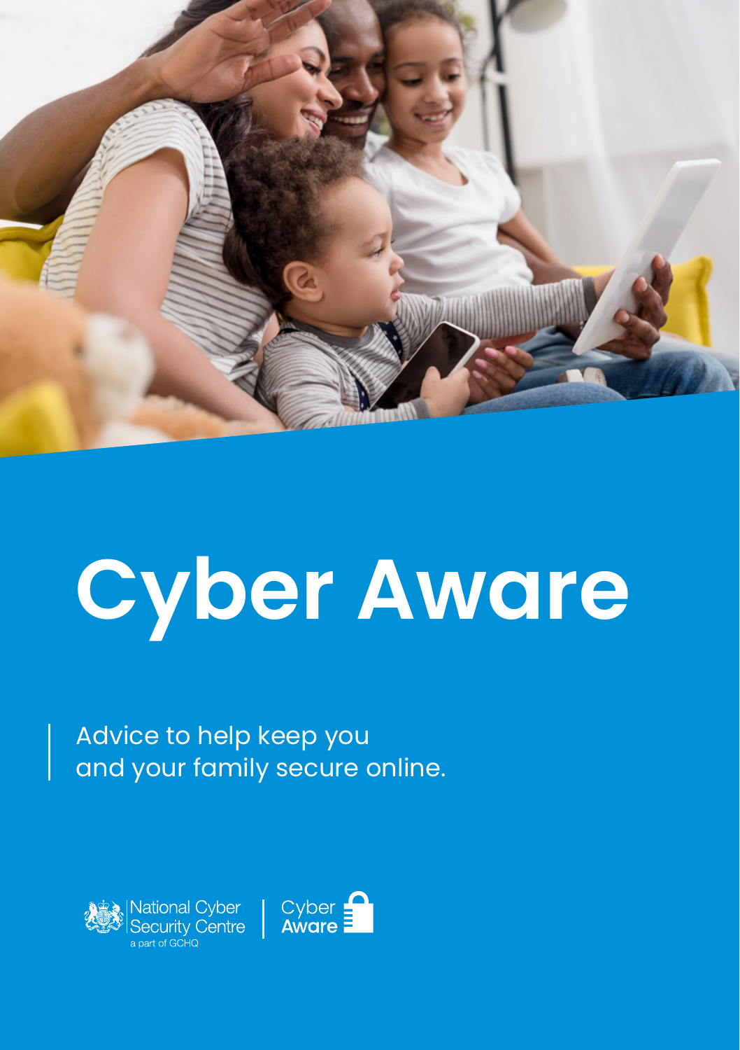# Cyber Aware

Advice to help keep you and your family secure online.

National Cyber Security Centre
a part of GCHQ

Cyber Aware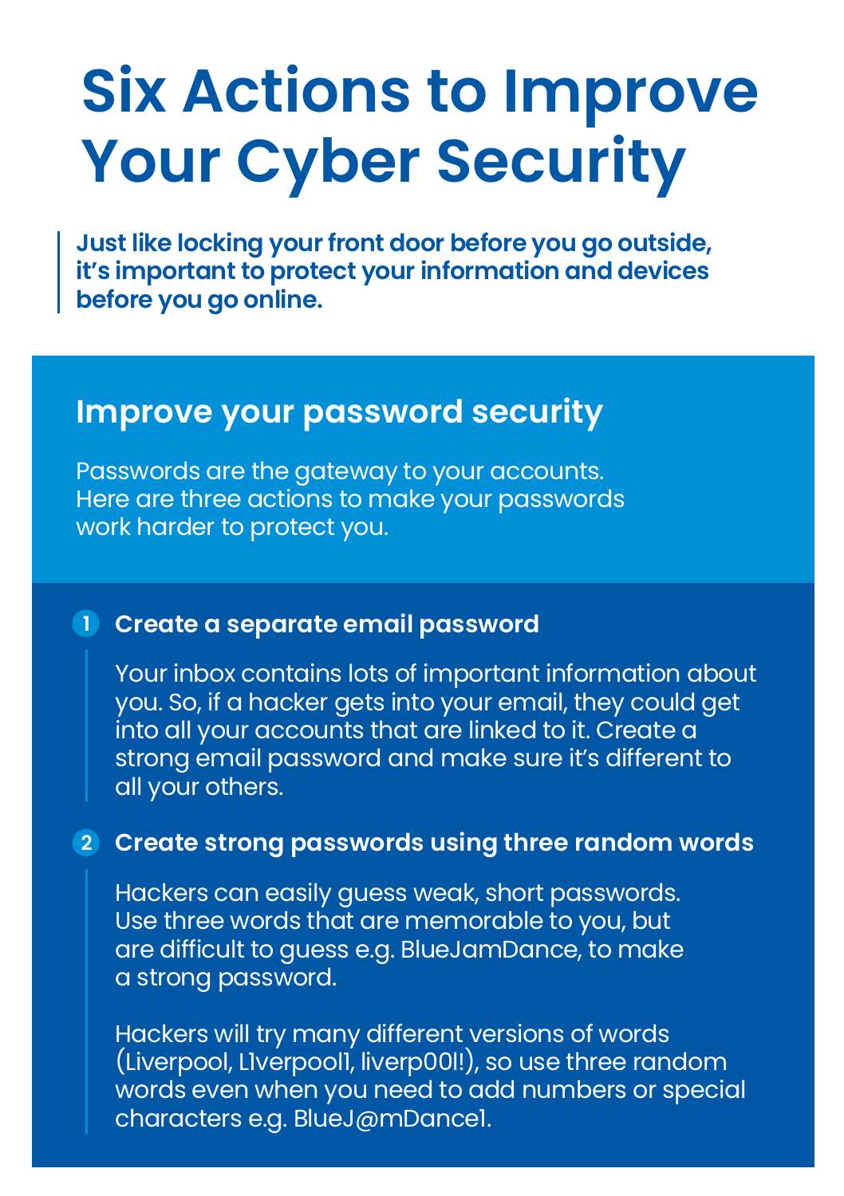# Six Actions to Improve Your Cyber Security

**Just like locking your front door before you go outside, it's important to protect your information and devices before you go online.**

## Improve your password security

Passwords are the gateway to your accounts. Here are three actions to make your passwords work harder to protect you.

### 1 Create a separate email password

Your inbox contains lots of important information about you. So, if a hacker gets into your email, they could get into all your accounts that are linked to it. Create a strong email password and make sure it's different to all your others.

### 2 Create strong passwords using three random words

Hackers can easily guess weak, short passwords. Use three words that are memorable to you, but are difficult to guess e.g. BlueJamDance, to make a strong password.

Hackers will try many different versions of words (Liverpool, L1verpool1, liverp00l!), so use three random words even when you need to add numbers or special characters e.g. BlueJ@mDance1.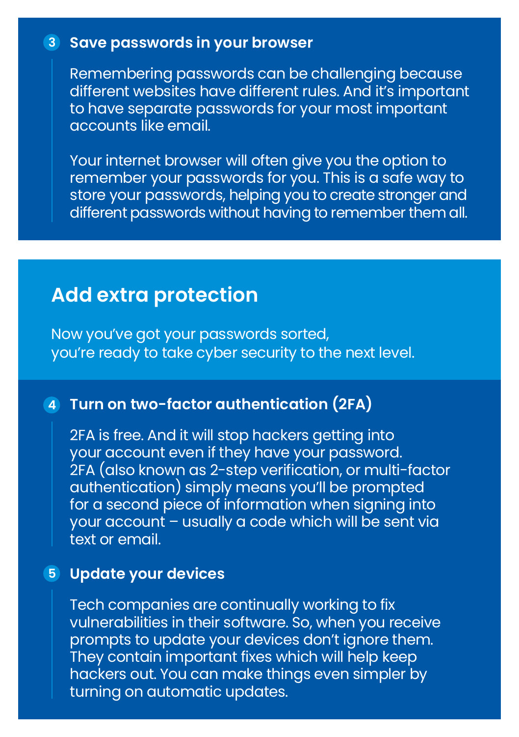### 3 Save passwords in your browser

Remembering passwords can be challenging because different websites have different rules. And it's important to have separate passwords for your most important accounts like email.

Your internet browser will often give you the option to remember your passwords for you. This is a safe way to store your passwords, helping you to create stronger and different passwords without having to remember them all.

## Add extra protection

Now you've got your passwords sorted, you're ready to take cyber security to the next level.

### 4 Turn on two-factor authentication (2FA)

2FA is free. And it will stop hackers getting into your account even if they have your password. 2FA (also known as 2-step verification, or multi-factor authentication) simply means you'll be prompted for a second piece of information when signing into your account – usually a code which will be sent via text or email.

### 5 Update your devices

Tech companies are continually working to fix vulnerabilities in their software. So, when you receive prompts to update your devices don't ignore them. They contain important fixes which will help keep hackers out. You can make things even simpler by turning on automatic updates.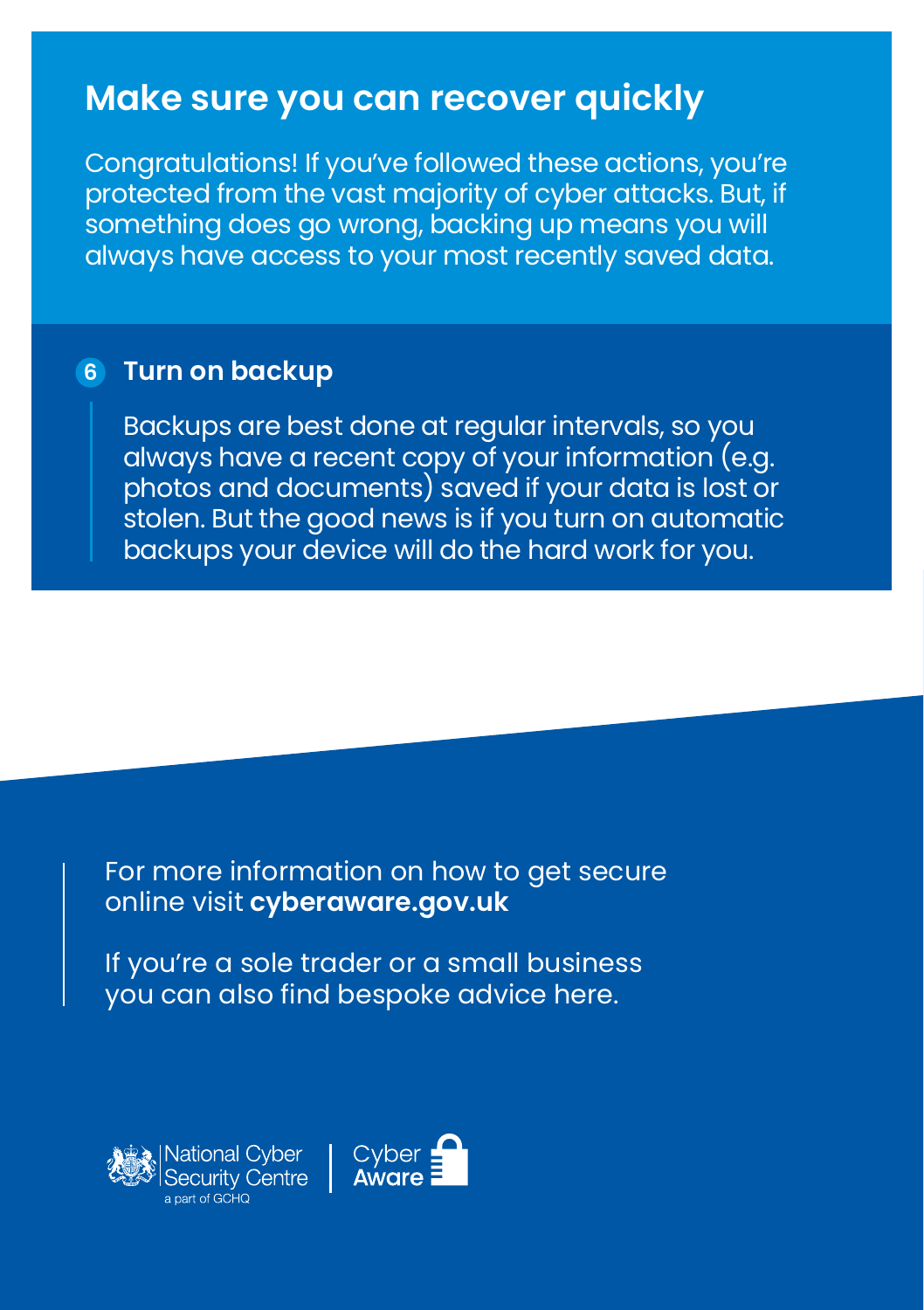## Make sure you can recover quickly

Congratulations! If you've followed these actions, you're protected from the vast majority of cyber attacks. But, if something does go wrong, backing up means you will always have access to your most recently saved data.

### 6 Turn on backup

Backups are best done at regular intervals, so you always have a recent copy of your information (e.g. photos and documents) saved if your data is lost or stolen. But the good news is if you turn on automatic backups your device will do the hard work for you.

For more information on how to get secure online visit **cyberaware.gov.uk**

If you're a sole trader or a small business you can also find bespoke advice here.

National Cyber Security Centre
a part of GCHQ

Cyber Aware